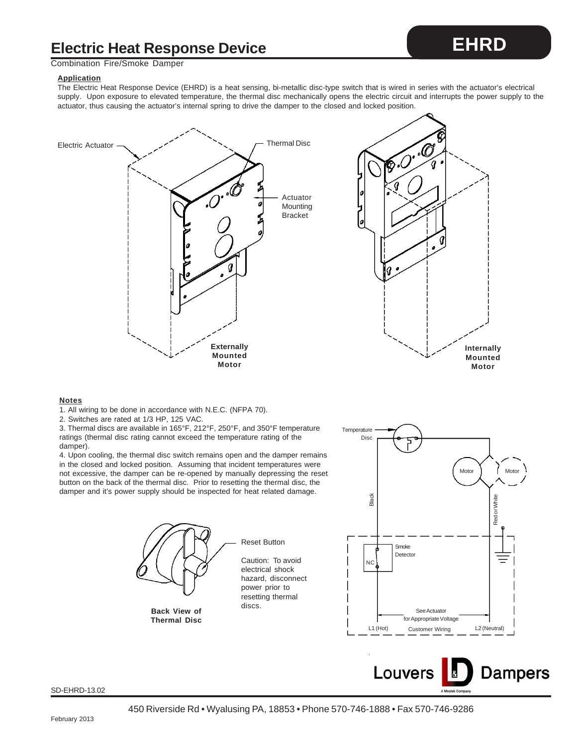# Electric Heat Response Device

**EHRD**

Combination Fire/Smoke Damper

**Application**

The Electric Heat Response Device (EHRD) is a heat sensing, bi-metallic disc-type switch that is wired in series with the actuator's electrical supply. Upon exposure to elevated temperature, the thermal disc mechanically opens the electric circuit and interrupts the power supply to the actuator, thus causing the actuator's internal spring to drive the damper to the closed and locked position.

Electric Actuator — Thermal Disc — Actuator Mounting Bracket

**Externally Mounted Motor**

**Internally Mounted Motor**

**Notes**

1. All wiring to be done in accordance with N.E.C. (NFPA 70).
2. Switches are rated at 1/3 HP, 125 VAC.
3. Thermal discs are available in 165°F, 212°F, 250°F, and 350°F temperature ratings (thermal disc rating cannot exceed the temperature rating of the damper).
4. Upon cooling, the thermal disc switch remains open and the damper remains in the closed and locked position. Assuming that incident temperatures were not excessive, the damper can be re-opened by manually depressing the reset button on the back of the thermal disc. Prior to resetting the thermal disc, the damper and it's power supply should be inspected for heat related damage.

Reset Button

Caution: To avoid electrical shock hazard, disconnect power prior to resetting thermal discs.

**Back View of Thermal Disc**

Temperature Disc — Motor — Motor — Black — Red or White — Smoke Detector — NC — See Actuator for Appropriate Voltage — L1 (Hot) — Customer Wiring — L2 (Neutral)

SD-EHRD-13.02

450 Riverside Rd • Wyalusing PA, 18853 • Phone 570-746-1888 • Fax 570-746-9286

February 2013